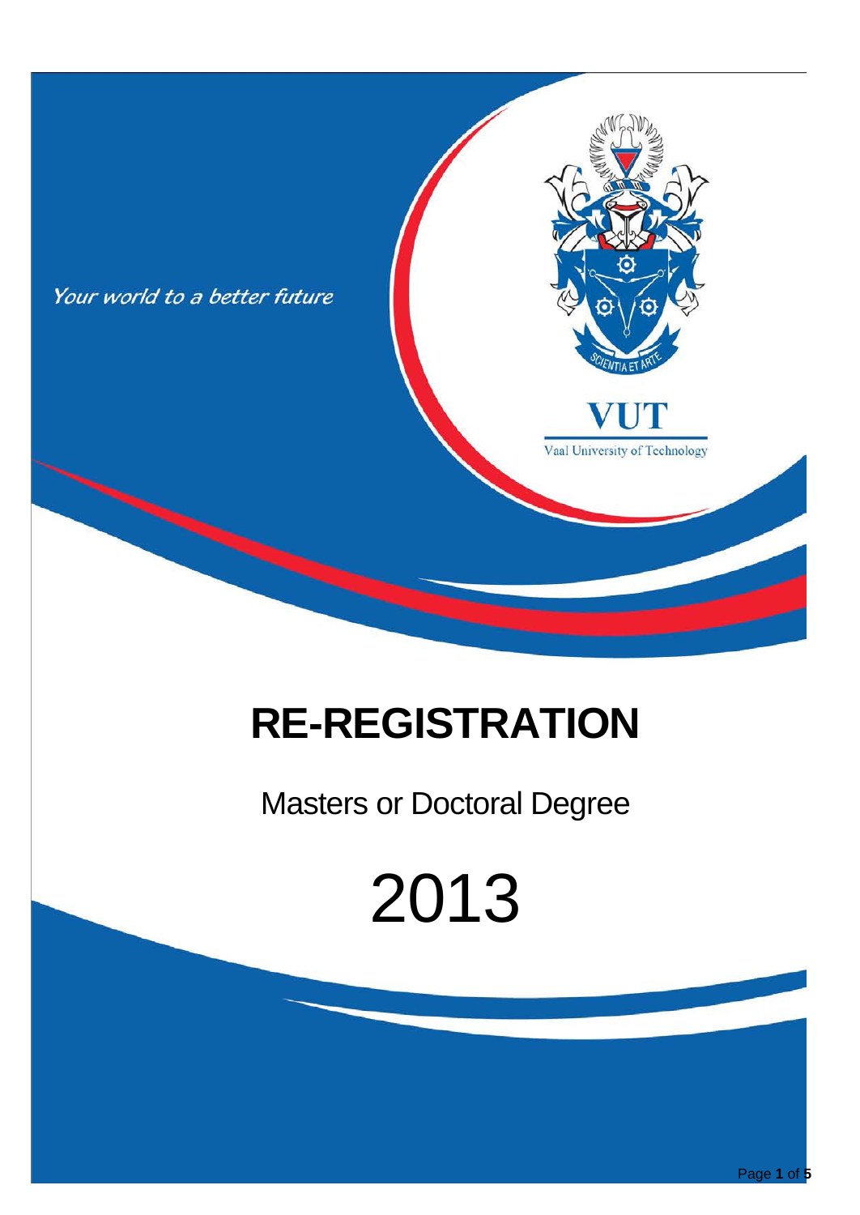Your world to a better future

VUT

Vaal University of Technology

# RE-REGISTRATION

Masters or Doctoral Degree

2013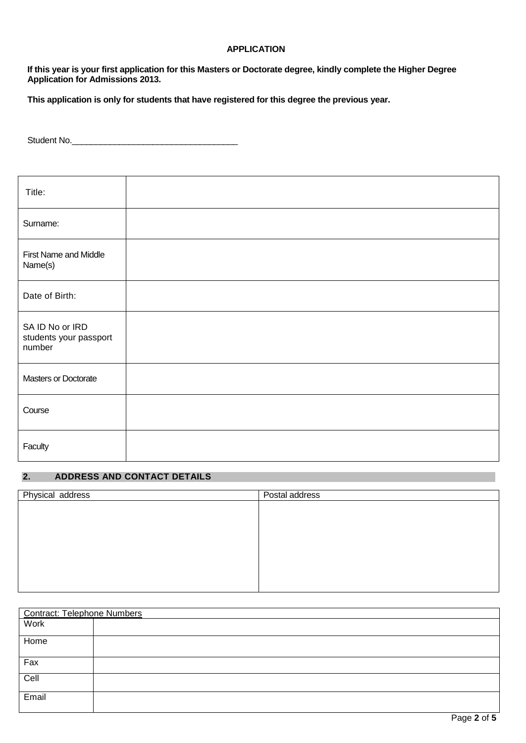**APPLICATION**

**If this year is your first application for this Masters or Doctorate degree, kindly complete the Higher Degree Application for Admissions 2013.**

**This application is only for students that have registered for this degree the previous year.**

Student No.___________________________________

| | |
|---|---|
| Title: | |
| Surname: | |
| First Name and Middle Name(s) | |
| Date of Birth: | |
| SA ID No or IRD students your passport number | |
| Masters or Doctorate | |
| Course | |
| Faculty | |

## 2. ADDRESS AND CONTACT DETAILS

| Physical address | Postal address |
|---|---|
| | |

| Contract: Telephone Numbers | |
|---|---|
| Work | |
| Home | |
| Fax | |
| Cell | |
| Email | |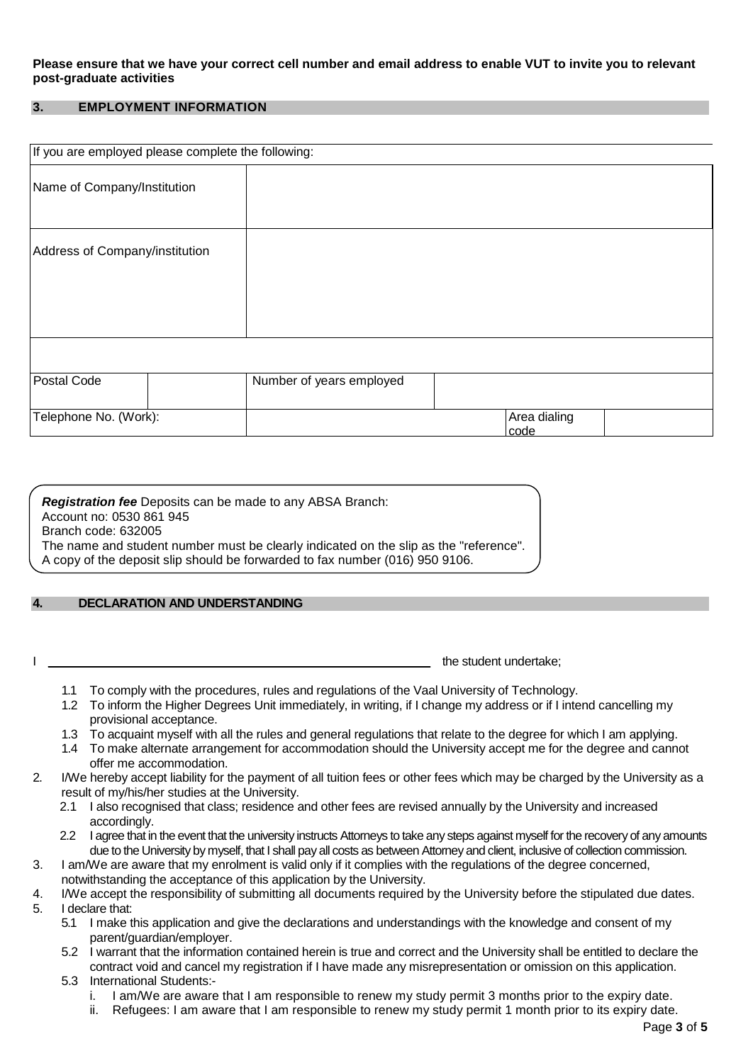**Please ensure that we have your correct cell number and email address to enable VUT to invite you to relevant post-graduate activities**

## 3. EMPLOYMENT INFORMATION

| If you are employed please complete the following: | | | | | |
|---|---|---|---|---|---|
| Name of Company/Institution | | | | | |
| Address of Company/institution | | | | | |
| | | | | | |
| Postal Code | | Number of years employed | | | |
| Telephone No. (Work): | | | | Area dialing code | |

***Registration fee*** Deposits can be made to any ABSA Branch:
Account no: 0530 861 945
Branch code: 632005
The name and student number must be clearly indicated on the slip as the "reference".
A copy of the deposit slip should be forwarded to fax number (016) 950 9106.

## 4. DECLARATION AND UNDERSTANDING

I \_\_\_\_\_\_\_\_\_\_\_\_\_\_\_\_\_\_\_\_\_\_\_\_\_\_\_\_\_\_\_\_\_\_\_\_\_\_\_\_\_\_\_\_\_\_\_\_\_\_ the student undertake;

1.1 To comply with the procedures, rules and regulations of the Vaal University of Technology.
1.2 To inform the Higher Degrees Unit immediately, in writing, if I change my address or if I intend cancelling my provisional acceptance.
1.3 To acquaint myself with all the rules and general regulations that relate to the degree for which I am applying.
1.4 To make alternate arrangement for accommodation should the University accept me for the degree and cannot offer me accommodation.

2. I/We hereby accept liability for the payment of all tuition fees or other fees which may be charged by the University as a result of my/his/her studies at the University.
   2.1 I also recognised that class; residence and other fees are revised annually by the University and increased accordingly.
   2.2 I agree that in the event that the university instructs Attorneys to take any steps against myself for the recovery of any amounts due to the University by myself, that I shall pay all costs as between Attorney and client, inclusive of collection commission.
3. I am/We are aware that my enrolment is valid only if it complies with the regulations of the degree concerned, notwithstanding the acceptance of this application by the University.
4. I/We accept the responsibility of submitting all documents required by the University before the stipulated due dates.
5. I declare that:
   5.1 I make this application and give the declarations and understandings with the knowledge and consent of my parent/guardian/employer.
   5.2 I warrant that the information contained herein is true and correct and the University shall be entitled to declare the contract void and cancel my registration if I have made any misrepresentation or omission on this application.
   5.3 International Students:-
      i. I am/We are aware that I am responsible to renew my study permit 3 months prior to the expiry date.
      ii. Refugees: I am aware that I am responsible to renew my study permit 1 month prior to its expiry date.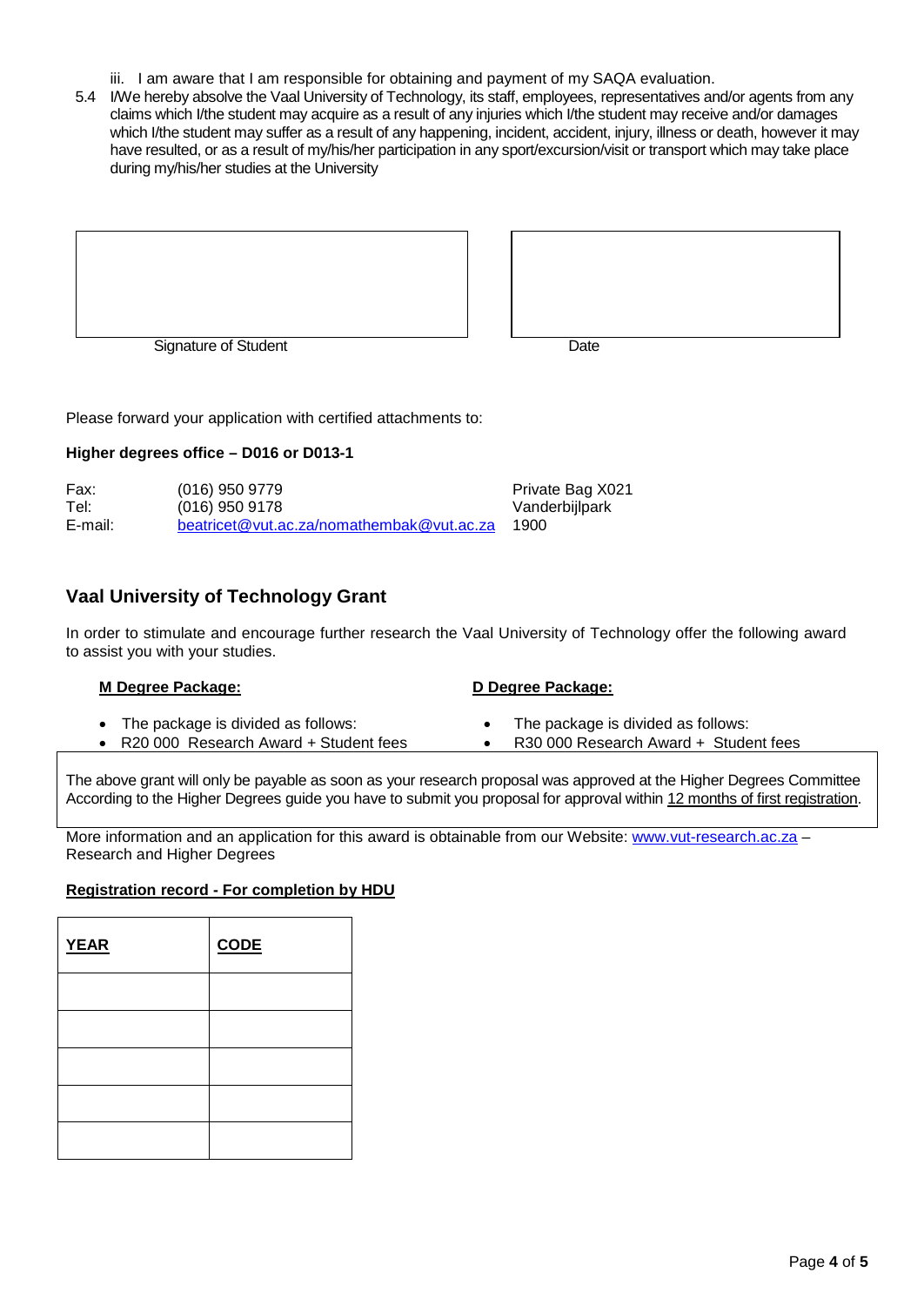iii. I am aware that I am responsible for obtaining and payment of my SAQA evaluation.

5.4 I/We hereby absolve the Vaal University of Technology, its staff, employees, representatives and/or agents from any claims which I/the student may acquire as a result of any injuries which I/the student may receive and/or damages which I/the student may suffer as a result of any happening, incident, accident, injury, illness or death, however it may have resulted, or as a result of my/his/her participation in any sport/excursion/visit or transport which may take place during my/his/her studies at the University

| | |
|---|---|
| | |
| Signature of Student | Date |

Please forward your application with certified attachments to:

**Higher degrees office – D016 or D013-1**

| | | |
|---|---|---|
| Fax: | (016) 950 9779 | Private Bag X021 |
| Tel: | (016) 950 9178 | Vanderbijlpark |
| E-mail: | beatricet@vut.ac.za/nomathembak@vut.ac.za | 1900 |

## Vaal University of Technology Grant

In order to stimulate and encourage further research the Vaal University of Technology offer the following award to assist you with your studies.

**M Degree Package:**

- The package is divided as follows:
- R20 000 Research Award + Student fees

**D Degree Package:**

- The package is divided as follows:
- R30 000 Research Award + Student fees

The above grant will only be payable as soon as your research proposal was approved at the Higher Degrees Committee According to the Higher Degrees guide you have to submit you proposal for approval within 12 months of first registration.

More information and an application for this award is obtainable from our Website: www.vut-research.ac.za – Research and Higher Degrees

**Registration record - For completion by HDU**

| **YEAR** | **CODE** |
|---|---|
| | |
| | |
| | |
| | |
| | |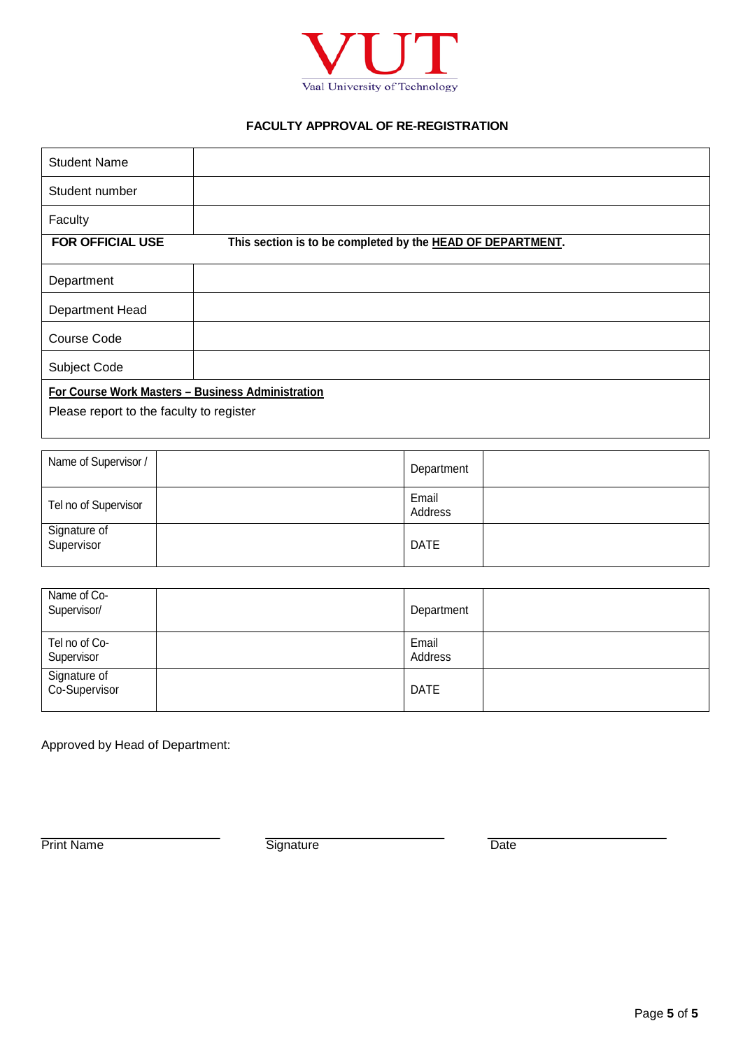VUT

Vaal University of Technology

### FACULTY APPROVAL OF RE-REGISTRATION

| | |
|---|---|
| Student Name | |
| Student number | |
| Faculty | |
| **FOR OFFICIAL USE** | **This section is to be completed by the HEAD OF DEPARTMENT.** |
| Department | |
| Department Head | |
| Course Code | |
| Subject Code | |
| **For Course Work Masters – Business Administration**<br>Please report to the faculty to register | |

| | | | |
|---|---|---|---|
| Name of Supervisor / | | Department | |
| Tel no of Supervisor | | Email Address | |
| Signature of Supervisor | | DATE | |

| | | | |
|---|---|---|---|
| Name of Co-Supervisor/ | | Department | |
| Tel no of Co-Supervisor | | Email Address | |
| Signature of Co-Supervisor | | DATE | |

Approved by Head of Department:

\_\_\_\_\_\_\_\_\_\_\_\_\_\_\_\_\_\_\_\_ \_\_\_\_\_\_\_\_\_\_\_\_\_\_\_\_\_\_\_\_ \_\_\_\_\_\_\_\_\_\_\_\_\_\_\_\_\_\_\_\_

Print Name Signature Date